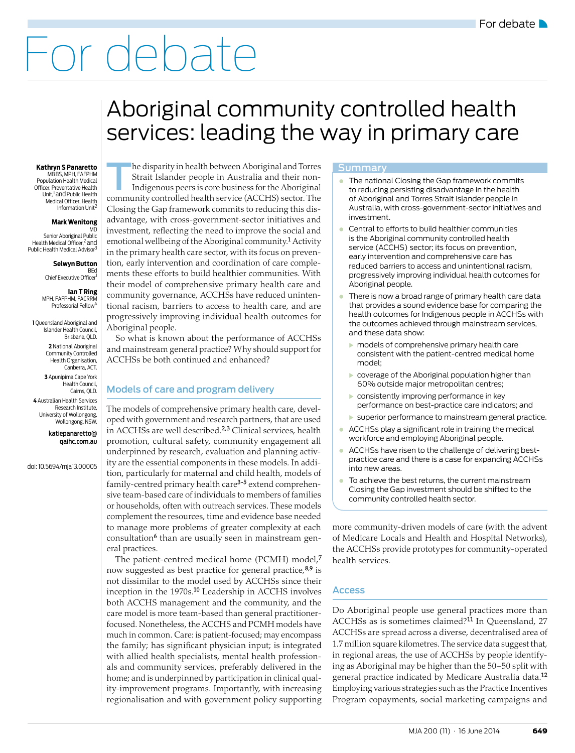# For debate

## Aboriginal community controlled health services: leading the way in primary care

**Kathryn S Panaretto**
MB BS, MPH, FAFPHM
Population Health Medical Officer, Preventative Health Unit,[1] and Public Health Medical Officer, Health Information Unit[2]

**Mark Wenitong**
MD
Senior Aboriginal Public Health Medical Officer,[2] and Public Health Medical Advisor[3]

**Selwyn Button**
BEd
Chief Executive Officer[1]

**Ian T Ring**
MPH, FAFPHM, FACRRM
Professorial Fellow[4]

1 Queensland Aboriginal and Islander Health Council, Brisbane, QLD.
2 National Aboriginal Community Controlled Health Organisation, Canberra, ACT.
3 Apunipima Cape York Health Council, Cairns, QLD.
4 Australian Health Services Research Institute, University of Wollongong, Wollongong, NSW.

katiepanaretto@qaihc.com.au

doi: 10.5694/mja13.00005

### Summary

- The national Closing the Gap framework commits to reducing persisting disadvantage in the health of Aboriginal and Torres Strait Islander people in Australia, with cross-government-sector initiatives and investment.
- Central to efforts to build healthier communities is the Aboriginal community controlled health service (ACCHS) sector; its focus on prevention, early intervention and comprehensive care has reduced barriers to access and unintentional racism, progressively improving individual health outcomes for Aboriginal people.
- There is now a broad range of primary health care data that provides a sound evidence base for comparing the health outcomes for Indigenous people in ACCHSs with the outcomes achieved through mainstream services, and these data show:
  - models of comprehensive primary health care consistent with the patient-centred medical home model;
  - coverage of the Aboriginal population higher than 60% outside major metropolitan centres;
  - consistently improving performance in key performance on best-practice care indicators; and
  - superior performance to mainstream general practice.
- ACCHSs play a significant role in training the medical workforce and employing Aboriginal people.
- ACCHSs have risen to the challenge of delivering best-practice care and there is a case for expanding ACCHSs into new areas.
- To achieve the best returns, the current mainstream Closing the Gap investment should be shifted to the community controlled health sector.

The disparity in health between Aboriginal and Torres Strait Islander people in Australia and their non-Indigenous peers is core business for the Aboriginal community controlled health service (ACCHS) sector. The Closing the Gap framework commits to reducing this disadvantage, with cross-government-sector initiatives and investment, reflecting the need to improve the social and emotional wellbeing of the Aboriginal community.[1] Activity in the primary health care sector, with its focus on prevention, early intervention and coordination of care complements these efforts to build healthier communities. With their model of comprehensive primary health care and community governance, ACCHSs have reduced unintentional racism, barriers to access to health care, and are progressively improving individual health outcomes for Aboriginal people.

So what is known about the performance of ACCHSs and mainstream general practice? Why should support for ACCHSs be both continued and enhanced?

### Models of care and program delivery

The models of comprehensive primary health care, developed with government and research partners, that are used in ACCHSs are well described.[2,3] Clinical services, health promotion, cultural safety, community engagement all underpinned by research, evaluation and planning activity are the essential components in these models. In addition, particularly for maternal and child health, models of family-centred primary health care[3-5] extend comprehensive team-based care of individuals to members of families or households, often with outreach services. These models complement the resources, time and evidence base needed to manage more problems of greater complexity at each consultation[6] than are usually seen in mainstream general practices.

The patient-centred medical home (PCMH) model,[7] now suggested as best practice for general practice,[8,9] is not dissimilar to the model used by ACCHSs since their inception in the 1970s.[10] Leadership in ACCHS involves both ACCHS management and the community, and the care model is more team-based than general practitioner-focused. Nonetheless, the ACCHS and PCMH models have much in common. Care: is patient-focused; may encompass the family; has significant physician input; is integrated with allied health specialists, mental health professionals and community services, preferably delivered in the home; and is underpinned by participation in clinical quality-improvement programs. Importantly, with increasing regionalisation and with government policy supporting more community-driven models of care (with the advent of Medicare Locals and Health and Hospital Networks), the ACCHSs provide prototypes for community-operated health services.

### Access

Do Aboriginal people use general practices more than ACCHSs as is sometimes claimed?[11] In Queensland, 27 ACCHSs are spread across a diverse, decentralised area of 1.7 million square kilometres. The service data suggest that, in regional areas, the use of ACCHSs by people identifying as Aboriginal may be higher than the 50–50 split with general practice indicated by Medicare Australia data.[12] Employing various strategies such as the Practice Incentives Program copayments, social marketing campaigns and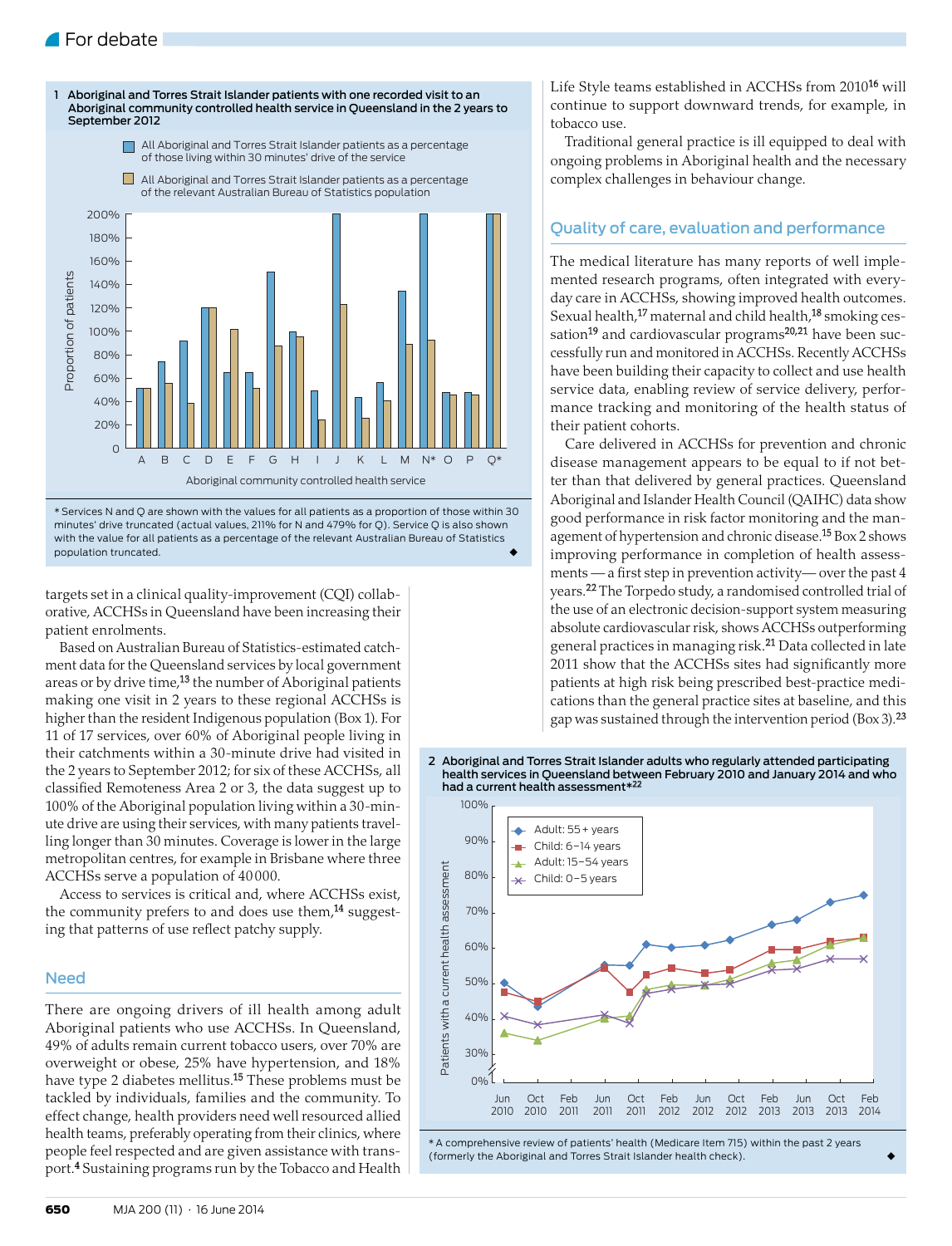**1 Aboriginal and Torres Strait Islander patients with one recorded visit to an Aboriginal community controlled health service in Queensland in the 2 years to September 2012**

\* Services N and Q are shown with the values for all patients as a proportion of those within 30 minutes' drive truncated (actual values, 211% for N and 479% for Q). Service Q is also shown with the value for all patients as a percentage of the relevant Australian Bureau of Statistics population truncated.

targets set in a clinical quality-improvement (CQI) collaborative, ACCHSs in Queensland have been increasing their patient enrolments.

Based on Australian Bureau of Statistics-estimated catchment data for the Queensland services by local government areas or by drive time,[13] the number of Aboriginal patients making one visit in 2 years to these regional ACCHSs is higher than the resident Indigenous population (Box 1). For 11 of 17 services, over 60% of Aboriginal people living in their catchments within a 30-minute drive had visited in the 2 years to September 2012; for six of these ACCHSs, all classified Remoteness Area 2 or 3, the data suggest up to 100% of the Aboriginal population living within a 30-minute drive are using their services, with many patients travelling longer than 30 minutes. Coverage is lower in the large metropolitan centres, for example in Brisbane where three ACCHSs serve a population of 40 000.

Access to services is critical and, where ACCHSs exist, the community prefers to and does use them,[14] suggesting that patterns of use reflect patchy supply.

## Need

There are ongoing drivers of ill health among adult Aboriginal patients who use ACCHSs. In Queensland, 49% of adults remain current tobacco users, over 70% are overweight or obese, 25% have hypertension, and 18% have type 2 diabetes mellitus.[15] These problems must be tackled by individuals, families and the community. To effect change, health providers need well resourced allied health teams, preferably operating from their clinics, where people feel respected and are given assistance with transport.[4] Sustaining programs run by the Tobacco and Health Life Style teams established in ACCHSs from 2010[16] will continue to support downward trends, for example, in tobacco use.

Traditional general practice is ill equipped to deal with ongoing problems in Aboriginal health and the necessary complex challenges in behaviour change.

## Quality of care, evaluation and performance

The medical literature has many reports of well implemented research programs, often integrated with everyday care in ACCHSs, showing improved health outcomes. Sexual health,[17] maternal and child health,[18] smoking cessation[19] and cardiovascular programs[20,21] have been successfully run and monitored in ACCHSs. Recently ACCHSs have been building their capacity to collect and use health service data, enabling review of service delivery, performance tracking and monitoring of the health status of their patient cohorts.

Care delivered in ACCHSs for prevention and chronic disease management appears to be equal to if not better than that delivered by general practices. Queensland Aboriginal and Islander Health Council (QAIHC) data show good performance in risk factor monitoring and the management of hypertension and chronic disease.[15] Box 2 shows improving performance in completion of health assessments — a first step in prevention activity— over the past 4 years.[22] The Torpedo study, a randomised controlled trial of the use of an electronic decision-support system measuring absolute cardiovascular risk, shows ACCHSs outperforming general practices in managing risk.[21] Data collected in late 2011 show that the ACCHSs sites had significantly more patients at high risk being prescribed best-practice medications than the general practice sites at baseline, and this gap was sustained through the intervention period (Box 3).[23]

**2 Aboriginal and Torres Strait Islander adults who regularly attended participating health services in Queensland between February 2010 and January 2014 and who had a current health assessment\*[22]**

\* A comprehensive review of patients' health (Medicare Item 715) within the past 2 years (formerly the Aboriginal and Torres Strait Islander health check).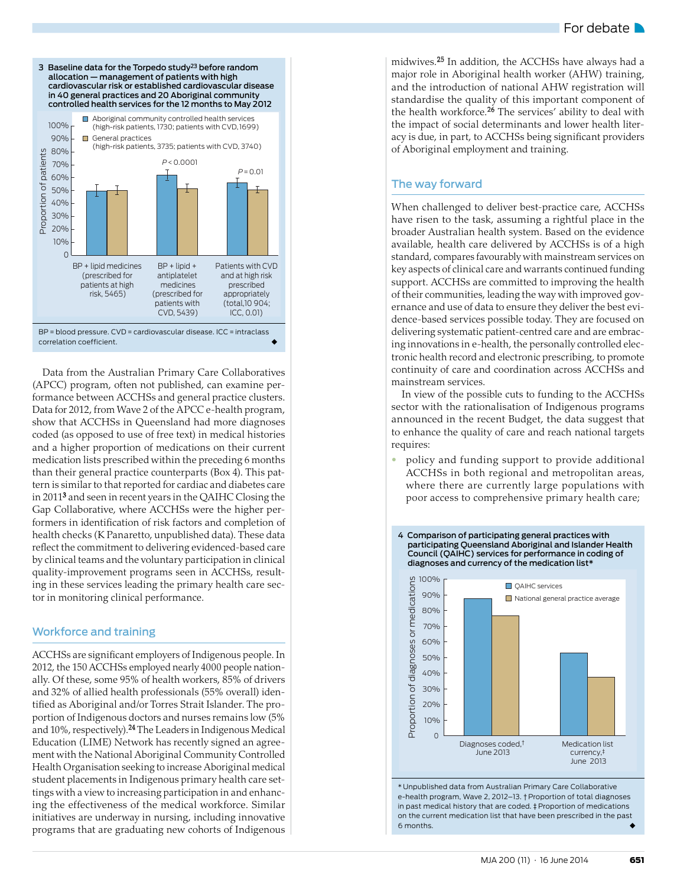**3 Baseline data for the Torpedo study[23] before random allocation — management of patients with high cardiovascular risk or established cardiovascular disease in 40 general practices and 20 Aboriginal community controlled health services for the 12 months to May 2012**

BP = blood pressure. CVD = cardiovascular disease. ICC = intraclass correlation coefficient.

Data from the Australian Primary Care Collaboratives (APCC) program, often not published, can examine performance between ACCHSs and general practice clusters. Data for 2012, from Wave 2 of the APCC e-health program, show that ACCHSs in Queensland had more diagnoses coded (as opposed to use of free text) in medical histories and a higher proportion of medications on their current medication lists prescribed within the preceding 6 months than their general practice counterparts (Box 4). This pattern is similar to that reported for cardiac and diabetes care in 2011[3] and seen in recent years in the QAIHC Closing the Gap Collaborative, where ACCHSs were the higher performers in identification of risk factors and completion of health checks (K Panaretto, unpublished data). These data reflect the commitment to delivering evidenced-based care by clinical teams and the voluntary participation in clinical quality-improvement programs seen in ACCHSs, resulting in these services leading the primary health care sector in monitoring clinical performance.

## Workforce and training

ACCHSs are significant employers of Indigenous people. In 2012, the 150 ACCHSs employed nearly 4000 people nationally. Of these, some 95% of health workers, 85% of drivers and 32% of allied health professionals (55% overall) identified as Aboriginal and/or Torres Strait Islander. The proportion of Indigenous doctors and nurses remains low (5% and 10%, respectively).[24] The Leaders in Indigenous Medical Education (LIME) Network has recently signed an agreement with the National Aboriginal Community Controlled Health Organisation seeking to increase Aboriginal medical student placements in Indigenous primary health care settings with a view to increasing participation in and enhancing the effectiveness of the medical workforce. Similar initiatives are underway in nursing, including innovative programs that are graduating new cohorts of Indigenous midwives.[25] In addition, the ACCHSs have always had a major role in Aboriginal health worker (AHW) training, and the introduction of national AHW registration will standardise the quality of this important component of the health workforce.[26] The services' ability to deal with the impact of social determinants and lower health literacy is due, in part, to ACCHSs being significant providers of Aboriginal employment and training.

## The way forward

When challenged to deliver best-practice care, ACCHSs have risen to the task, assuming a rightful place in the broader Australian health system. Based on the evidence available, health care delivered by ACCHSs is of a high standard, compares favourably with mainstream services on key aspects of clinical care and warrants continued funding support. ACCHSs are committed to improving the health of their communities, leading the way with improved governance and use of data to ensure they deliver the best evidence-based services possible today. They are focused on delivering systematic patient-centred care and are embracing innovations in e-health, the personally controlled electronic health record and electronic prescribing, to promote continuity of care and coordination across ACCHSs and mainstream services.

In view of the possible cuts to funding to the ACCHSs sector with the rationalisation of Indigenous programs announced in the recent Budget, the data suggest that to enhance the quality of care and reach national targets requires:

- policy and funding support to provide additional ACCHSs in both regional and metropolitan areas, where there are currently large populations with poor access to comprehensive primary health care;

**4 Comparison of participating general practices with participating Queensland Aboriginal and Islander Health Council (QAIHC) services for performance in coding of diagnoses and currency of the medication list***

\* Unpublished data from Australian Primary Care Collaborative e-health program, Wave 2, 2012–13. † Proportion of total diagnoses in past medical history that are coded. ‡ Proportion of medications on the current medication list that have been prescribed in the past 6 months.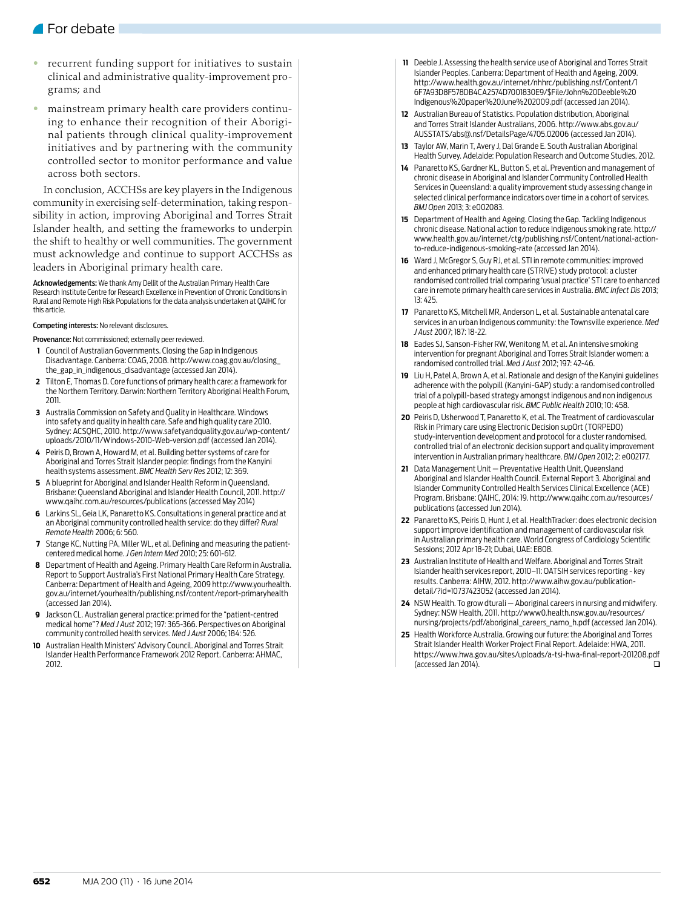- recurrent funding support for initiatives to sustain clinical and administrative quality-improvement programs; and
- mainstream primary health care providers continuing to enhance their recognition of their Aboriginal patients through clinical quality-improvement initiatives and by partnering with the community controlled sector to monitor performance and value across both sectors.

In conclusion, ACCHSs are key players in the Indigenous community in exercising self-determination, taking responsibility in action, improving Aboriginal and Torres Strait Islander health, and setting the frameworks to underpin the shift to healthy or well communities. The government must acknowledge and continue to support ACCHSs as leaders in Aboriginal primary health care.

**Acknowledgements:** We thank Amy Dellit of the Australian Primary Health Care Research Institute Centre for Research Excellence in Prevention of Chronic Conditions in Rural and Remote High Risk Populations for the data analysis undertaken at QAIHC for this article.

**Competing interests:** No relevant disclosures.

**Provenance:** Not commissioned; externally peer reviewed.

1. Council of Australian Governments. Closing the Gap in Indigenous Disadvantage. Canberra: COAG, 2008. http://www.coag.gov.au/closing_the_gap_in_indigenous_disadvantage (accessed Jan 2014).
2. Tilton E, Thomas D. Core functions of primary health care: a framework for the Northern Territory. Darwin: Northern Territory Aboriginal Health Forum, 2011.
3. Australia Commission on Safety and Quality in Healthcare. Windows into safety and quality in health care. Safe and high quality care 2010. Sydney: ACSQHC, 2010. http://www.safetyandquality.gov.au/wp-content/uploads/2010/11/Windows-2010-Web-version.pdf (accessed Jan 2014).
4. Peiris D, Brown A, Howard M, et al. Building better systems of care for Aboriginal and Torres Strait Islander people: findings from the Kanyini health systems assessment. *BMC Health Serv Res* 2012; 12: 369.
5. A blueprint for Aboriginal and Islander Health Reform in Queensland. Brisbane: Queensland Aboriginal and Islander Health Council, 2011. http://www.qaihc.com.au/resources/publications (accessed May 2014)
6. Larkins SL, Geia LK, Panaretto KS. Consultations in general practice and at an Aboriginal community controlled health service: do they differ? *Rural Remote Health* 2006; 6: 560.
7. Stange KC, Nutting PA, Miller WL, et al. Defining and measuring the patient-centered medical home. *J Gen Intern Med* 2010; 25: 601-612.
8. Department of Health and Ageing. Primary Health Care Reform in Australia. Report to Support Australia's First National Primary Health Care Strategy. Canberra: Department of Health and Ageing, 2009 http://www.yourhealth.gov.au/internet/yourhealth/publishing.nsf/content/report-primaryhealth (accessed Jan 2014).
9. Jackson CL. Australian general practice: primed for the "patient-centred medical home"? *Med J Aust* 2012; 197: 365-366. Perspectives on Aboriginal community controlled health services. *Med J Aust* 2006; 184: 526.
10. Australian Health Ministers' Advisory Council. Aboriginal and Torres Strait Islander Health Performance Framework 2012 Report. Canberra: AHMAC, 2012.
11. Deeble J. Assessing the health service use of Aboriginal and Torres Strait Islander Peoples. Canberra: Department of Health and Ageing, 2009. http://www.health.gov.au/internet/nhhrc/publishing.nsf/Content/16F7A93D8F578DB4CA2574D7001830E9/$File/John%20Deeble%20Indigenous%20paper%20June%202009.pdf (accessed Jan 2014).
12. Australian Bureau of Statistics. Population distribution, Aboriginal and Torres Strait Islander Australians, 2006. http://www.abs.gov.au/AUSSTATS/abs@.nsf/DetailsPage/4705.02006 (accessed Jan 2014).
13. Taylor AW, Marin T, Avery J, Dal Grande E. South Australian Aboriginal Health Survey. Adelaide: Population Research and Outcome Studies, 2012.
14. Panaretto KS, Gardner KL, Button S, et al. Prevention and management of chronic disease in Aboriginal and Islander Community Controlled Health Services in Queensland: a quality improvement study assessing change in selected clinical performance indicators over time in a cohort of services. *BMJ Open* 2013; 3: e002083.
15. Department of Health and Ageing. Closing the Gap. Tackling Indigenous chronic disease. National action to reduce Indigenous smoking rate. http://www.health.gov.au/internet/ctg/publishing.nsf/Content/national-action-to-reduce-indigenous-smoking-rate (accessed Jan 2014).
16. Ward J, McGregor S, Guy RJ, et al. STI in remote communities: improved and enhanced primary health care (STRIVE) study protocol: a cluster randomised controlled trial comparing 'usual practice' STI care to enhanced care in remote primary health care services in Australia. *BMC Infect Dis* 2013; 13: 425.
17. Panaretto KS, Mitchell MR, Anderson L, et al. Sustainable antenatal care services in an urban Indigenous community: the Townsville experience. *Med J Aust* 2007; 187: 18-22.
18. Eades SJ, Sanson-Fisher RW, Wenitong M, et al. An intensive smoking intervention for pregnant Aboriginal and Torres Strait Islander women: a randomised controlled trial. *Med J Aust* 2012; 197: 42-46.
19. Liu H, Patel A, Brown A, et al. Rationale and design of the Kanyini guidelines adherence with the polypill (Kanyini-GAP) study: a randomised controlled trial of a polypill-based strategy amongst indigenous and non indigenous people at high cardiovascular risk. *BMC Public Health* 2010; 10: 458.
20. Peiris D, Usherwood T, Panaretto K, et al. The Treatment of cardiovascular Risk in Primary care using Electronic Decision supOrt (TORPEDO) study-intervention development and protocol for a cluster randomised, controlled trial of an electronic decision support and quality improvement intervention in Australian primary healthcare. *BMJ Open* 2012; 2: e002177.
21. Data Management Unit — Preventative Health Unit, Queensland Aboriginal and Islander Health Council. External Report 3. Aboriginal and Islander Community Controlled Health Services Clinical Excellence (ACE) Program. Brisbane: QAIHC, 2014: 19. http://www.qaihc.com.au/resources/publications (accessed Jun 2014).
22. Panaretto KS, Peiris D, Hunt J, et al. HealthTracker: does electronic decision support improve identification and management of cardiovascular risk in Australian primary health care. World Congress of Cardiology Scientific Sessions; 2012 Apr 18-21; Dubai, UAE: E808.
23. Australian Institute of Health and Welfare. Aboriginal and Torres Strait Islander health services report, 2010–11: OATSIH services reporting - key results. Canberra: AIHW, 2012. http://www.aihw.gov.au/publication-detail/?id=10737423052 (accessed Jan 2014).
24. NSW Health. To grow dturali — Aboriginal careers in nursing and midwifery. Sydney: NSW Health, 2011. http://www0.health.nsw.gov.au/resources/nursing/projects/pdf/aboriginal_careers_namo_h.pdf (accessed Jan 2014).
25. Health Workforce Australia. Growing our future: the Aboriginal and Torres Strait Islander Health Worker Project Final Report. Adelaide: HWA, 2011. https://www.hwa.gov.au/sites/uploads/a-tsi-hwa-final-report-201208.pdf (accessed Jan 2014).